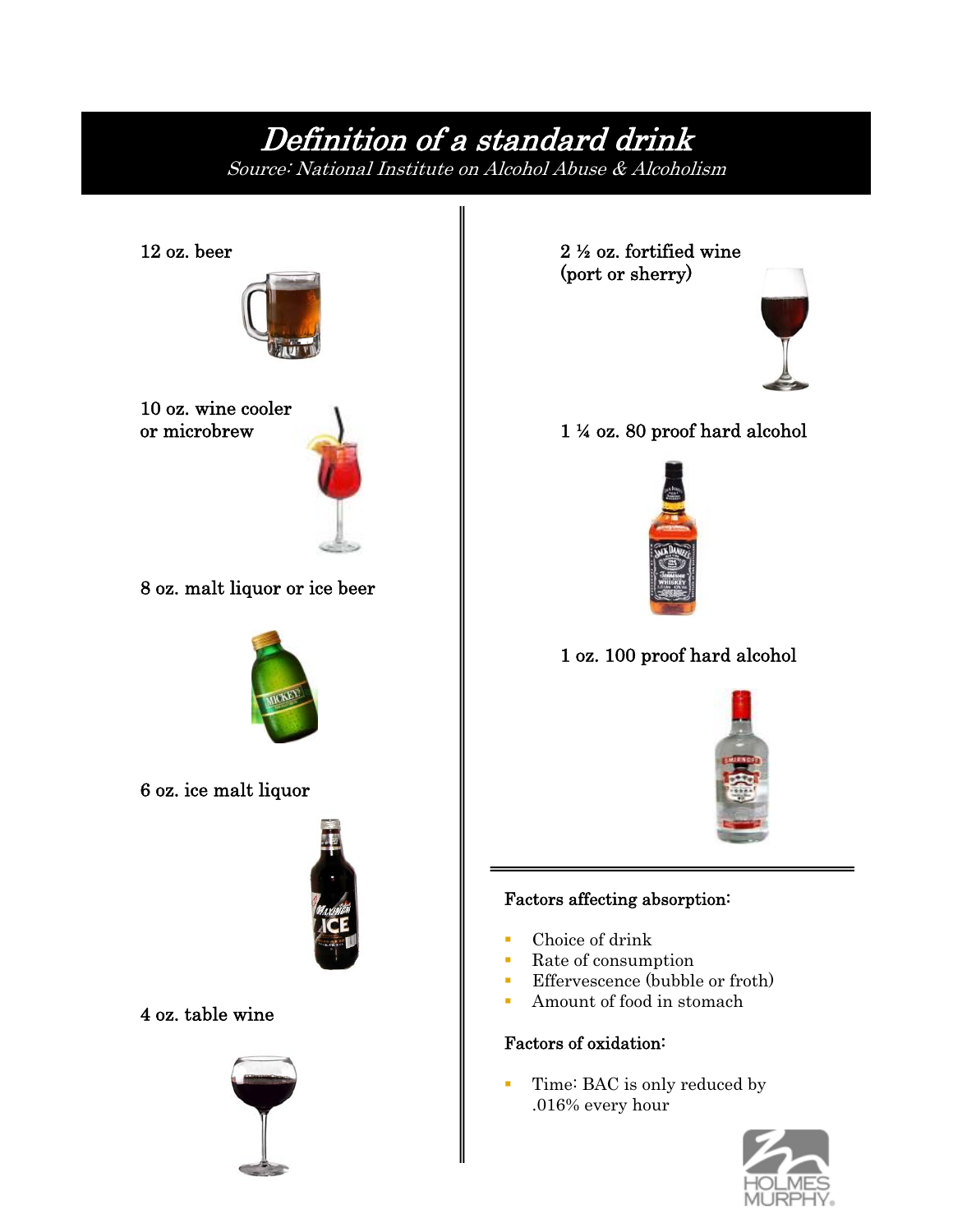# *Definition of a standard drink*

*Source: National Institute on Alcohol Abuse & Alcoholism*

12 oz. beer

10 oz. wine cooler or microbrew

8 oz. malt liquor or ice beer

6 oz. ice malt liquor

4 oz. table wine

2 ½ oz. fortified wine (port or sherry)

1 ¼ oz. 80 proof hard alcohol

1 oz. 100 proof hard alcohol

**Factors affecting absorption:**

- Choice of drink
- Rate of consumption
- Effervescence (bubble or froth)
- Amount of food in stomach

**Factors of oxidation:**

- Time: BAC is only reduced by .016% every hour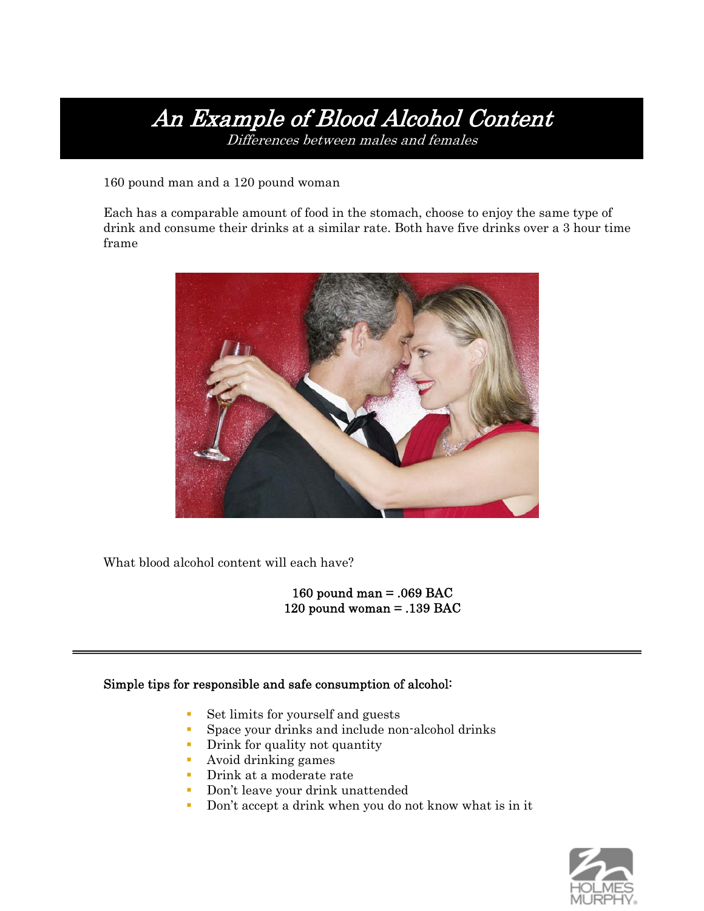# *An Example of Blood Alcohol Content*

*Differences between males and females*

160 pound man and a 120 pound woman

Each has a comparable amount of food in the stomach, choose to enjoy the same type of drink and consume their drinks at a similar rate. Both have five drinks over a 3 hour time frame

What blood alcohol content will each have?

**160 pound man = .069 BAC**
**120 pound woman = .139 BAC**

---

**Simple tips for responsible and safe consumption of alcohol:**

- Set limits for yourself and guests
- Space your drinks and include non-alcohol drinks
- Drink for quality not quantity
- Avoid drinking games
- Drink at a moderate rate
- Don't leave your drink unattended
- Don't accept a drink when you do not know what is in it